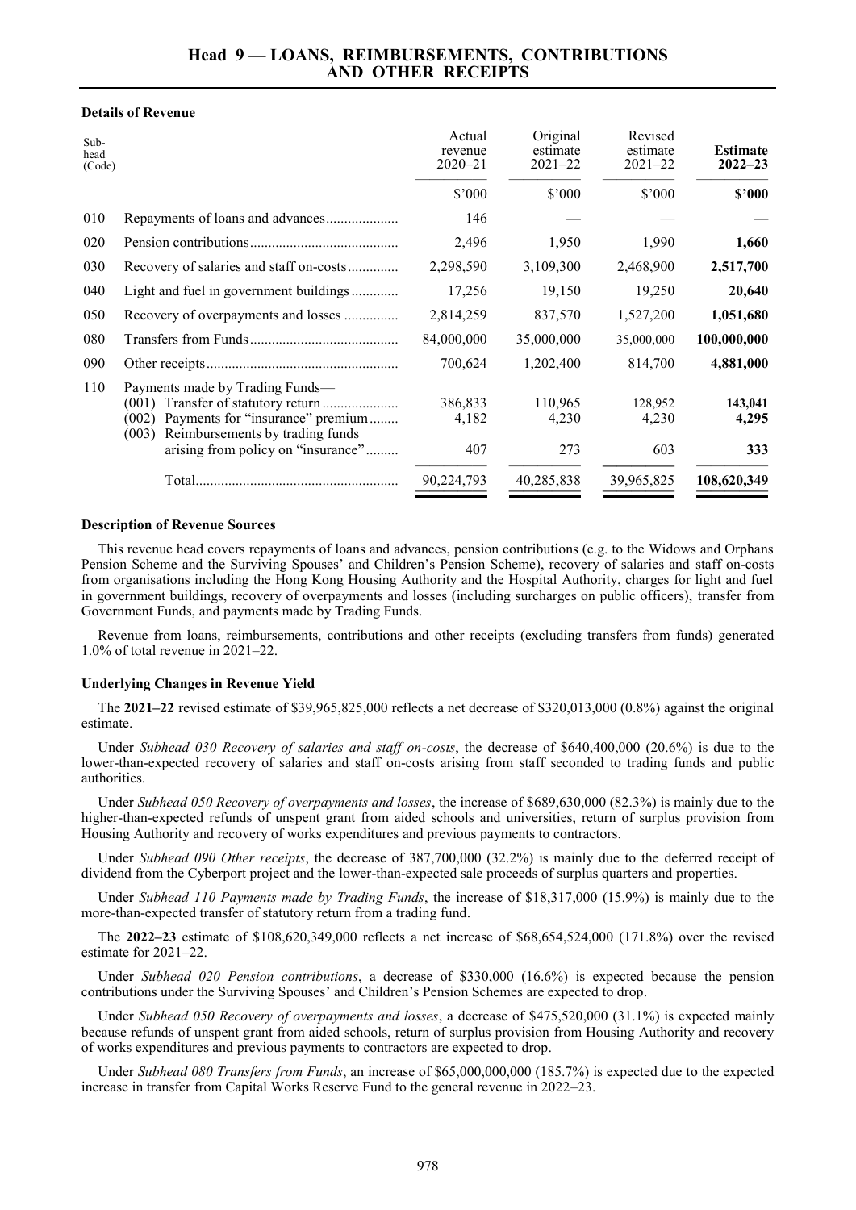# Head 9 — LOANS, REIMBURSEMENTS, CONTRIBUTIONS AND OTHER RECEIPTS

### Details of Revenue

| Sub-head (Code) | | Actual revenue 2020–21 | Original estimate 2021–22 | Revised estimate 2021–22 | **Estimate 2022–23** |
|---|---|---|---|---|---|
| | | $'000 | $'000 | $'000 | **$'000** |
| 010 | Repayments of loans and advances | 146 | — | — | **—** |
| 020 | Pension contributions | 2,496 | 1,950 | 1,990 | **1,660** |
| 030 | Recovery of salaries and staff on-costs | 2,298,590 | 3,109,300 | 2,468,900 | **2,517,700** |
| 040 | Light and fuel in government buildings | 17,256 | 19,150 | 19,250 | **20,640** |
| 050 | Recovery of overpayments and losses | 2,814,259 | 837,570 | 1,527,200 | **1,051,680** |
| 080 | Transfers from Funds | 84,000,000 | 35,000,000 | 35,000,000 | **100,000,000** |
| 090 | Other receipts | 700,624 | 1,202,400 | 814,700 | **4,881,000** |
| 110 | Payments made by Trading Funds— | | | | |
| | (001) Transfer of statutory return | 386,833 | 110,965 | 128,952 | **143,041** |
| | (002) Payments for "insurance" premium | 4,182 | 4,230 | 4,230 | **4,295** |
| | (003) Reimbursements by trading funds arising from policy on "insurance" | 407 | 273 | 603 | **333** |
| | Total | 90,224,793 | 40,285,838 | 39,965,825 | **108,620,349** |

### Description of Revenue Sources

This revenue head covers repayments of loans and advances, pension contributions (e.g. to the Widows and Orphans Pension Scheme and the Surviving Spouses' and Children's Pension Scheme), recovery of salaries and staff on-costs from organisations including the Hong Kong Housing Authority and the Hospital Authority, charges for light and fuel in government buildings, recovery of overpayments and losses (including surcharges on public officers), transfer from Government Funds, and payments made by Trading Funds.

Revenue from loans, reimbursements, contributions and other receipts (excluding transfers from funds) generated 1.0% of total revenue in 2021–22.

### Underlying Changes in Revenue Yield

The **2021–22** revised estimate of $39,965,825,000 reflects a net decrease of $320,013,000 (0.8%) against the original estimate.

Under *Subhead 030 Recovery of salaries and staff on-costs*, the decrease of $640,400,000 (20.6%) is due to the lower-than-expected recovery of salaries and staff on-costs arising from staff seconded to trading funds and public authorities.

Under *Subhead 050 Recovery of overpayments and losses*, the increase of $689,630,000 (82.3%) is mainly due to the higher-than-expected refunds of unspent grant from aided schools and universities, return of surplus provision from Housing Authority and recovery of works expenditures and previous payments to contractors.

Under *Subhead 090 Other receipts*, the decrease of 387,700,000 (32.2%) is mainly due to the deferred receipt of dividend from the Cyberport project and the lower-than-expected sale proceeds of surplus quarters and properties.

Under *Subhead 110 Payments made by Trading Funds*, the increase of $18,317,000 (15.9%) is mainly due to the more-than-expected transfer of statutory return from a trading fund.

The **2022–23** estimate of $108,620,349,000 reflects a net increase of $68,654,524,000 (171.8%) over the revised estimate for 2021–22.

Under *Subhead 020 Pension contributions*, a decrease of $330,000 (16.6%) is expected because the pension contributions under the Surviving Spouses' and Children's Pension Schemes are expected to drop.

Under *Subhead 050 Recovery of overpayments and losses*, a decrease of $475,520,000 (31.1%) is expected mainly because refunds of unspent grant from aided schools, return of surplus provision from Housing Authority and recovery of works expenditures and previous payments to contractors are expected to drop.

Under *Subhead 080 Transfers from Funds*, an increase of $65,000,000,000 (185.7%) is expected due to the expected increase in transfer from Capital Works Reserve Fund to the general revenue in 2022–23.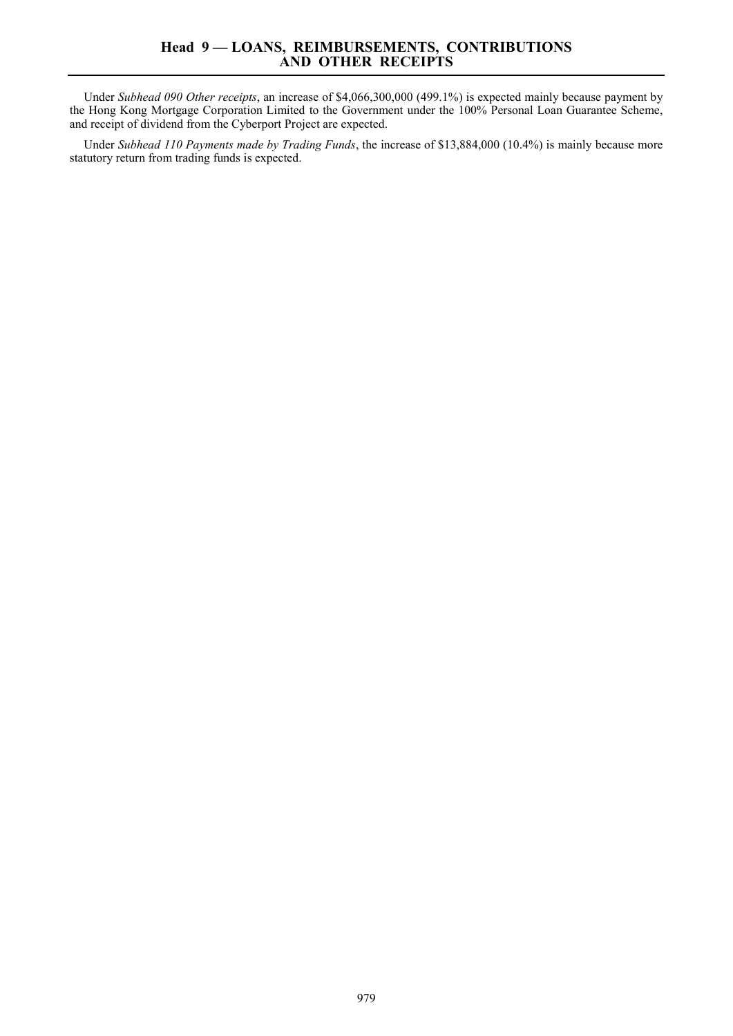# Head 9 — LOANS, REIMBURSEMENTS, CONTRIBUTIONS AND OTHER RECEIPTS

Under *Subhead 090 Other receipts*, an increase of $4,066,300,000 (499.1%) is expected mainly because payment by the Hong Kong Mortgage Corporation Limited to the Government under the 100% Personal Loan Guarantee Scheme, and receipt of dividend from the Cyberport Project are expected.

Under *Subhead 110 Payments made by Trading Funds*, the increase of $13,884,000 (10.4%) is mainly because more statutory return from trading funds is expected.